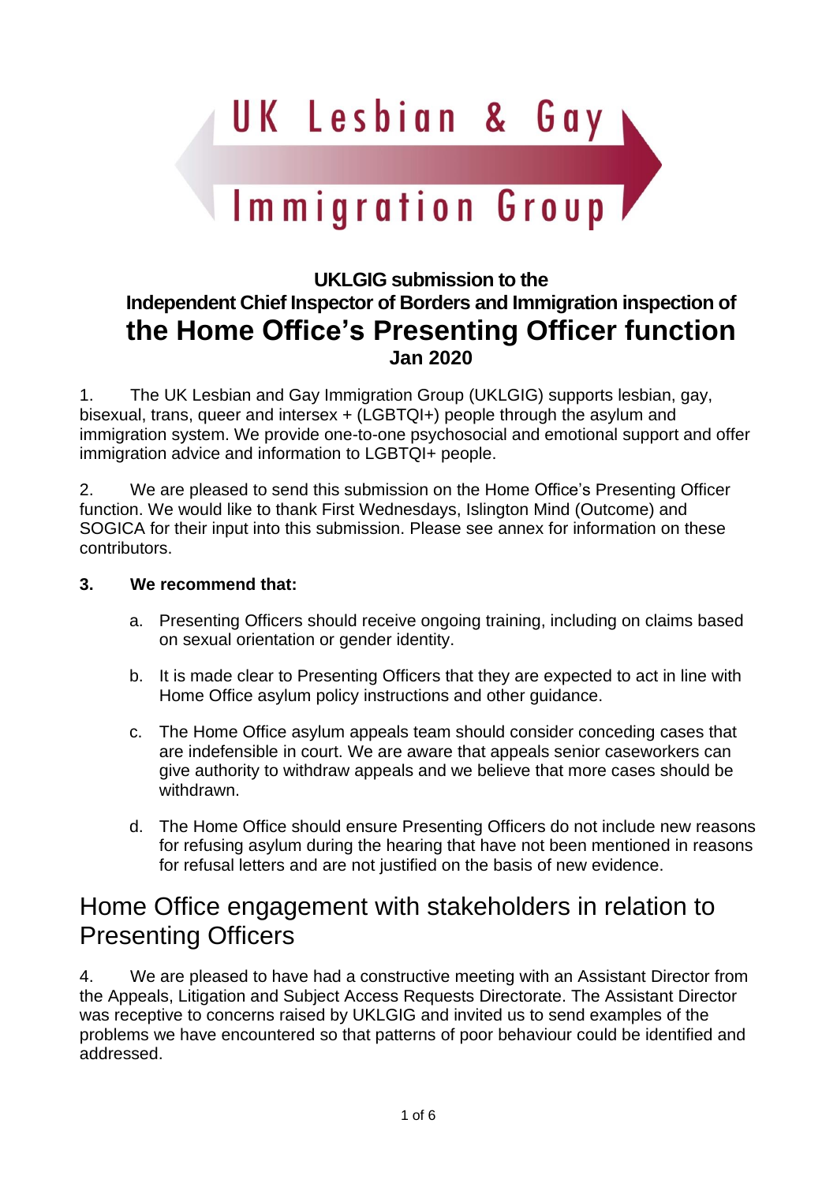UK Lesbian & Gay Immigration Group

**UKLGIG submission to the Independent Chief Inspector of Borders and Immigration inspection of**

# the Home Office's Presenting Officer function

**Jan 2020**

1. The UK Lesbian and Gay Immigration Group (UKLGIG) supports lesbian, gay, bisexual, trans, queer and intersex + (LGBTQI+) people through the asylum and immigration system. We provide one-to-one psychosocial and emotional support and offer immigration advice and information to LGBTQI+ people.

2. We are pleased to send this submission on the Home Office's Presenting Officer function. We would like to thank First Wednesdays, Islington Mind (Outcome) and SOGICA for their input into this submission. Please see annex for information on these contributors.

3. **We recommend that:**

   a. Presenting Officers should receive ongoing training, including on claims based on sexual orientation or gender identity.

   b. It is made clear to Presenting Officers that they are expected to act in line with Home Office asylum policy instructions and other guidance.

   c. The Home Office asylum appeals team should consider conceding cases that are indefensible in court. We are aware that appeals senior caseworkers can give authority to withdraw appeals and we believe that more cases should be withdrawn.

   d. The Home Office should ensure Presenting Officers do not include new reasons for refusing asylum during the hearing that have not been mentioned in reasons for refusal letters and are not justified on the basis of new evidence.

## Home Office engagement with stakeholders in relation to Presenting Officers

4. We are pleased to have had a constructive meeting with an Assistant Director from the Appeals, Litigation and Subject Access Requests Directorate. The Assistant Director was receptive to concerns raised by UKLGIG and invited us to send examples of the problems we have encountered so that patterns of poor behaviour could be identified and addressed.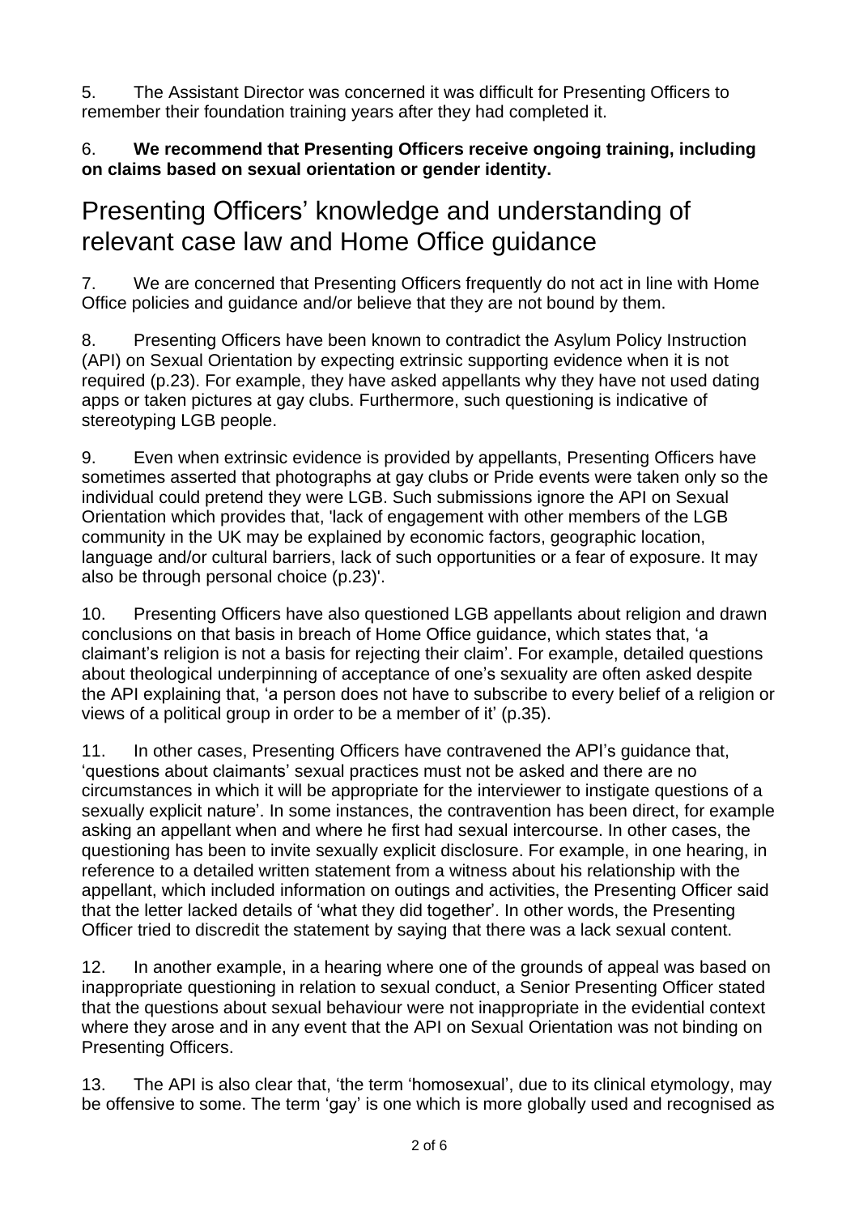5. The Assistant Director was concerned it was difficult for Presenting Officers to remember their foundation training years after they had completed it.

6. **We recommend that Presenting Officers receive ongoing training, including on claims based on sexual orientation or gender identity.**

## Presenting Officers' knowledge and understanding of relevant case law and Home Office guidance

7. We are concerned that Presenting Officers frequently do not act in line with Home Office policies and guidance and/or believe that they are not bound by them.

8. Presenting Officers have been known to contradict the Asylum Policy Instruction (API) on Sexual Orientation by expecting extrinsic supporting evidence when it is not required (p.23). For example, they have asked appellants why they have not used dating apps or taken pictures at gay clubs. Furthermore, such questioning is indicative of stereotyping LGB people.

9. Even when extrinsic evidence is provided by appellants, Presenting Officers have sometimes asserted that photographs at gay clubs or Pride events were taken only so the individual could pretend they were LGB. Such submissions ignore the API on Sexual Orientation which provides that, 'lack of engagement with other members of the LGB community in the UK may be explained by economic factors, geographic location, language and/or cultural barriers, lack of such opportunities or a fear of exposure. It may also be through personal choice (p.23)'.

10. Presenting Officers have also questioned LGB appellants about religion and drawn conclusions on that basis in breach of Home Office guidance, which states that, 'a claimant's religion is not a basis for rejecting their claim'. For example, detailed questions about theological underpinning of acceptance of one's sexuality are often asked despite the API explaining that, 'a person does not have to subscribe to every belief of a religion or views of a political group in order to be a member of it' (p.35).

11. In other cases, Presenting Officers have contravened the API's guidance that, 'questions about claimants' sexual practices must not be asked and there are no circumstances in which it will be appropriate for the interviewer to instigate questions of a sexually explicit nature'. In some instances, the contravention has been direct, for example asking an appellant when and where he first had sexual intercourse. In other cases, the questioning has been to invite sexually explicit disclosure. For example, in one hearing, in reference to a detailed written statement from a witness about his relationship with the appellant, which included information on outings and activities, the Presenting Officer said that the letter lacked details of 'what they did together'. In other words, the Presenting Officer tried to discredit the statement by saying that there was a lack sexual content.

12. In another example, in a hearing where one of the grounds of appeal was based on inappropriate questioning in relation to sexual conduct, a Senior Presenting Officer stated that the questions about sexual behaviour were not inappropriate in the evidential context where they arose and in any event that the API on Sexual Orientation was not binding on Presenting Officers.

13. The API is also clear that, 'the term 'homosexual', due to its clinical etymology, may be offensive to some. The term 'gay' is one which is more globally used and recognised as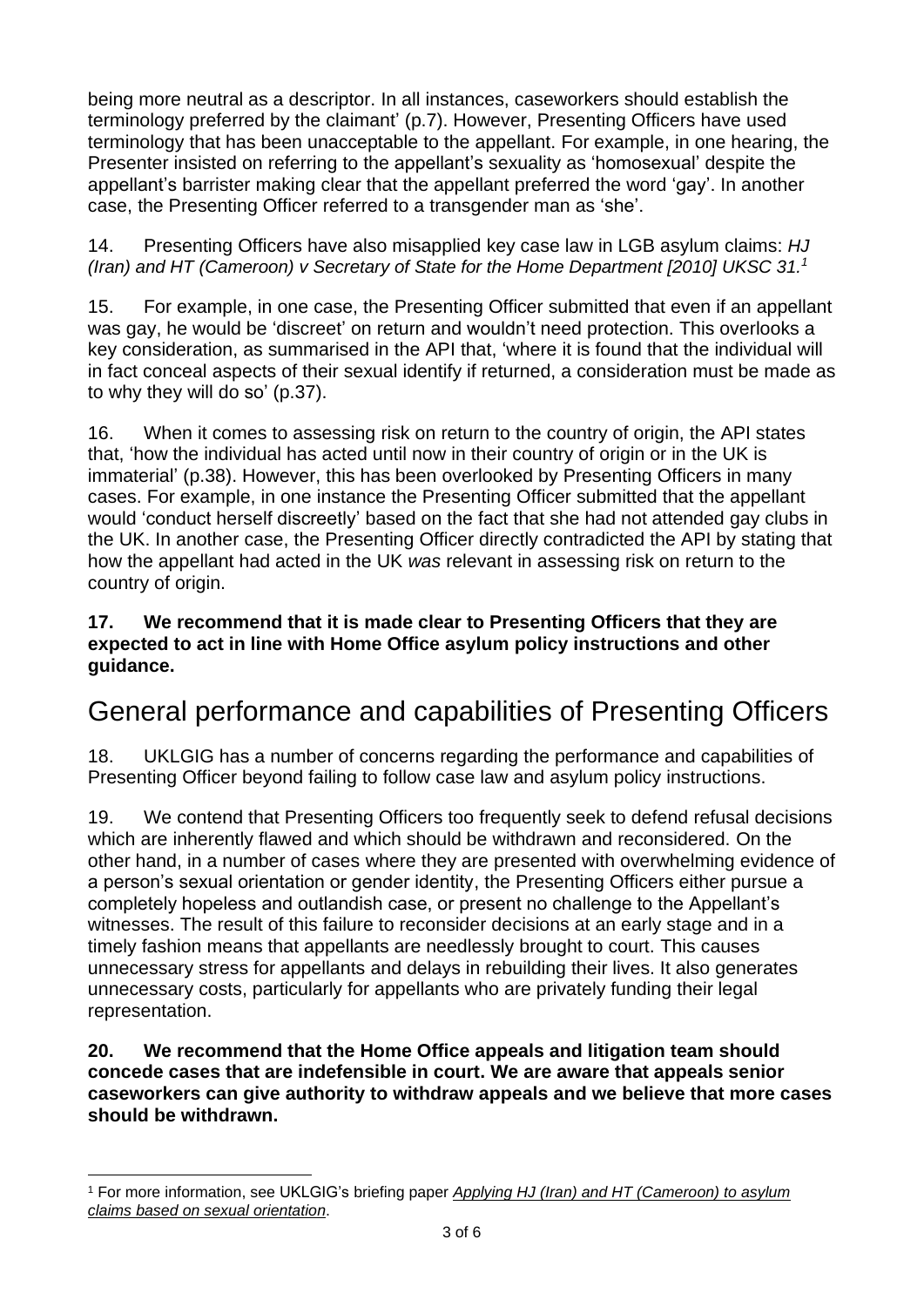being more neutral as a descriptor. In all instances, caseworkers should establish the terminology preferred by the claimant' (p.7). However, Presenting Officers have used terminology that has been unacceptable to the appellant. For example, in one hearing, the Presenter insisted on referring to the appellant's sexuality as 'homosexual' despite the appellant's barrister making clear that the appellant preferred the word 'gay'. In another case, the Presenting Officer referred to a transgender man as 'she'.

14. Presenting Officers have also misapplied key case law in LGB asylum claims: *HJ (Iran) and HT (Cameroon) v Secretary of State for the Home Department [2010] UKSC 31.*[1]

15. For example, in one case, the Presenting Officer submitted that even if an appellant was gay, he would be 'discreet' on return and wouldn't need protection. This overlooks a key consideration, as summarised in the API that, 'where it is found that the individual will in fact conceal aspects of their sexual identify if returned, a consideration must be made as to why they will do so' (p.37).

16. When it comes to assessing risk on return to the country of origin, the API states that, 'how the individual has acted until now in their country of origin or in the UK is immaterial' (p.38). However, this has been overlooked by Presenting Officers in many cases. For example, in one instance the Presenting Officer submitted that the appellant would 'conduct herself discreetly' based on the fact that she had not attended gay clubs in the UK. In another case, the Presenting Officer directly contradicted the API by stating that how the appellant had acted in the UK *was* relevant in assessing risk on return to the country of origin.

**17. We recommend that it is made clear to Presenting Officers that they are expected to act in line with Home Office asylum policy instructions and other guidance.**

## General performance and capabilities of Presenting Officers

18. UKLGIG has a number of concerns regarding the performance and capabilities of Presenting Officer beyond failing to follow case law and asylum policy instructions.

19. We contend that Presenting Officers too frequently seek to defend refusal decisions which are inherently flawed and which should be withdrawn and reconsidered. On the other hand, in a number of cases where they are presented with overwhelming evidence of a person's sexual orientation or gender identity, the Presenting Officers either pursue a completely hopeless and outlandish case, or present no challenge to the Appellant's witnesses. The result of this failure to reconsider decisions at an early stage and in a timely fashion means that appellants are needlessly brought to court. This causes unnecessary stress for appellants and delays in rebuilding their lives. It also generates unnecessary costs, particularly for appellants who are privately funding their legal representation.

**20. We recommend that the Home Office appeals and litigation team should concede cases that are indefensible in court. We are aware that appeals senior caseworkers can give authority to withdraw appeals and we believe that more cases should be withdrawn.**

[1] For more information, see UKLGIG's briefing paper *Applying HJ (Iran) and HT (Cameroon) to asylum claims based on sexual orientation*.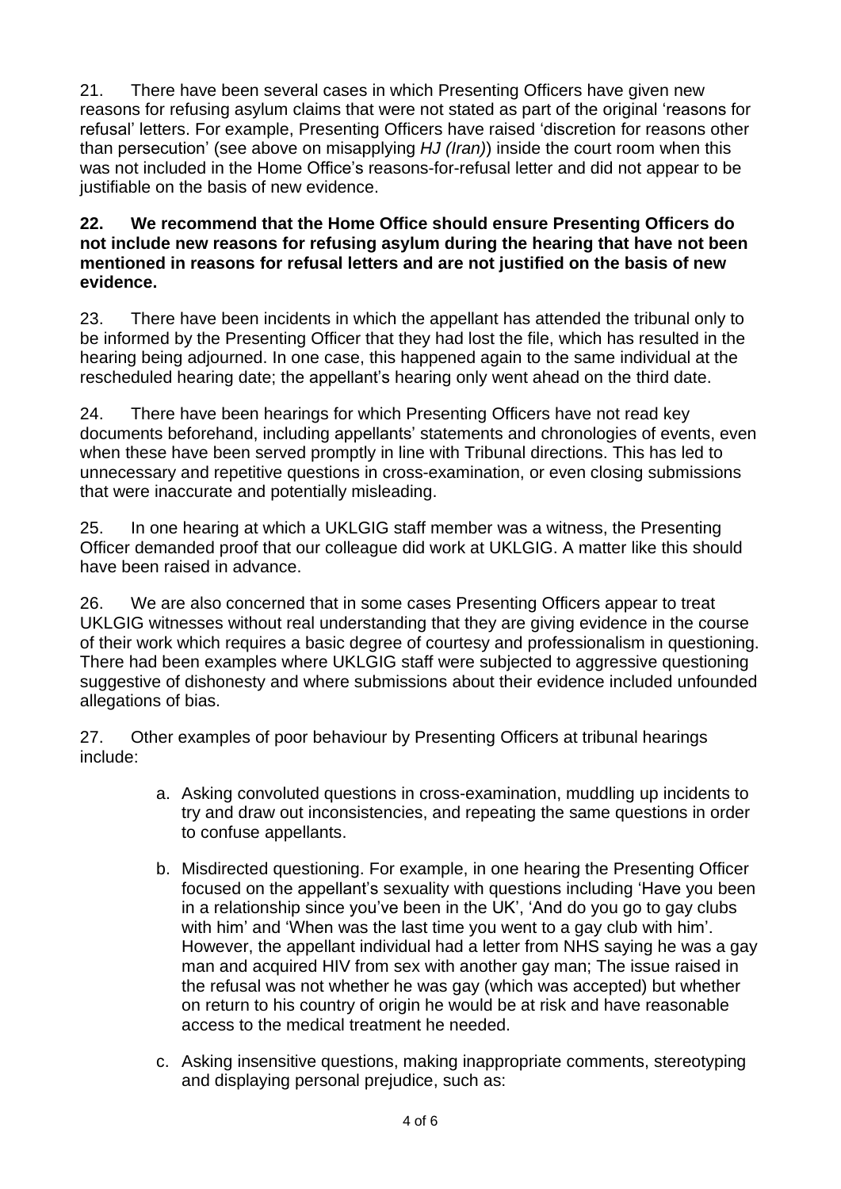21. There have been several cases in which Presenting Officers have given new reasons for refusing asylum claims that were not stated as part of the original 'reasons for refusal' letters. For example, Presenting Officers have raised 'discretion for reasons other than persecution' (see above on misapplying *HJ (Iran)*) inside the court room when this was not included in the Home Office's reasons-for-refusal letter and did not appear to be justifiable on the basis of new evidence.

**22. We recommend that the Home Office should ensure Presenting Officers do not include new reasons for refusing asylum during the hearing that have not been mentioned in reasons for refusal letters and are not justified on the basis of new evidence.**

23. There have been incidents in which the appellant has attended the tribunal only to be informed by the Presenting Officer that they had lost the file, which has resulted in the hearing being adjourned. In one case, this happened again to the same individual at the rescheduled hearing date; the appellant's hearing only went ahead on the third date.

24. There have been hearings for which Presenting Officers have not read key documents beforehand, including appellants' statements and chronologies of events, even when these have been served promptly in line with Tribunal directions. This has led to unnecessary and repetitive questions in cross-examination, or even closing submissions that were inaccurate and potentially misleading.

25. In one hearing at which a UKLGIG staff member was a witness, the Presenting Officer demanded proof that our colleague did work at UKLGIG. A matter like this should have been raised in advance.

26. We are also concerned that in some cases Presenting Officers appear to treat UKLGIG witnesses without real understanding that they are giving evidence in the course of their work which requires a basic degree of courtesy and professionalism in questioning. There had been examples where UKLGIG staff were subjected to aggressive questioning suggestive of dishonesty and where submissions about their evidence included unfounded allegations of bias.

27. Other examples of poor behaviour by Presenting Officers at tribunal hearings include:

a. Asking convoluted questions in cross-examination, muddling up incidents to try and draw out inconsistencies, and repeating the same questions in order to confuse appellants.

b. Misdirected questioning. For example, in one hearing the Presenting Officer focused on the appellant's sexuality with questions including 'Have you been in a relationship since you've been in the UK', 'And do you go to gay clubs with him' and 'When was the last time you went to a gay club with him'. However, the appellant individual had a letter from NHS saying he was a gay man and acquired HIV from sex with another gay man; The issue raised in the refusal was not whether he was gay (which was accepted) but whether on return to his country of origin he would be at risk and have reasonable access to the medical treatment he needed.

c. Asking insensitive questions, making inappropriate comments, stereotyping and displaying personal prejudice, such as: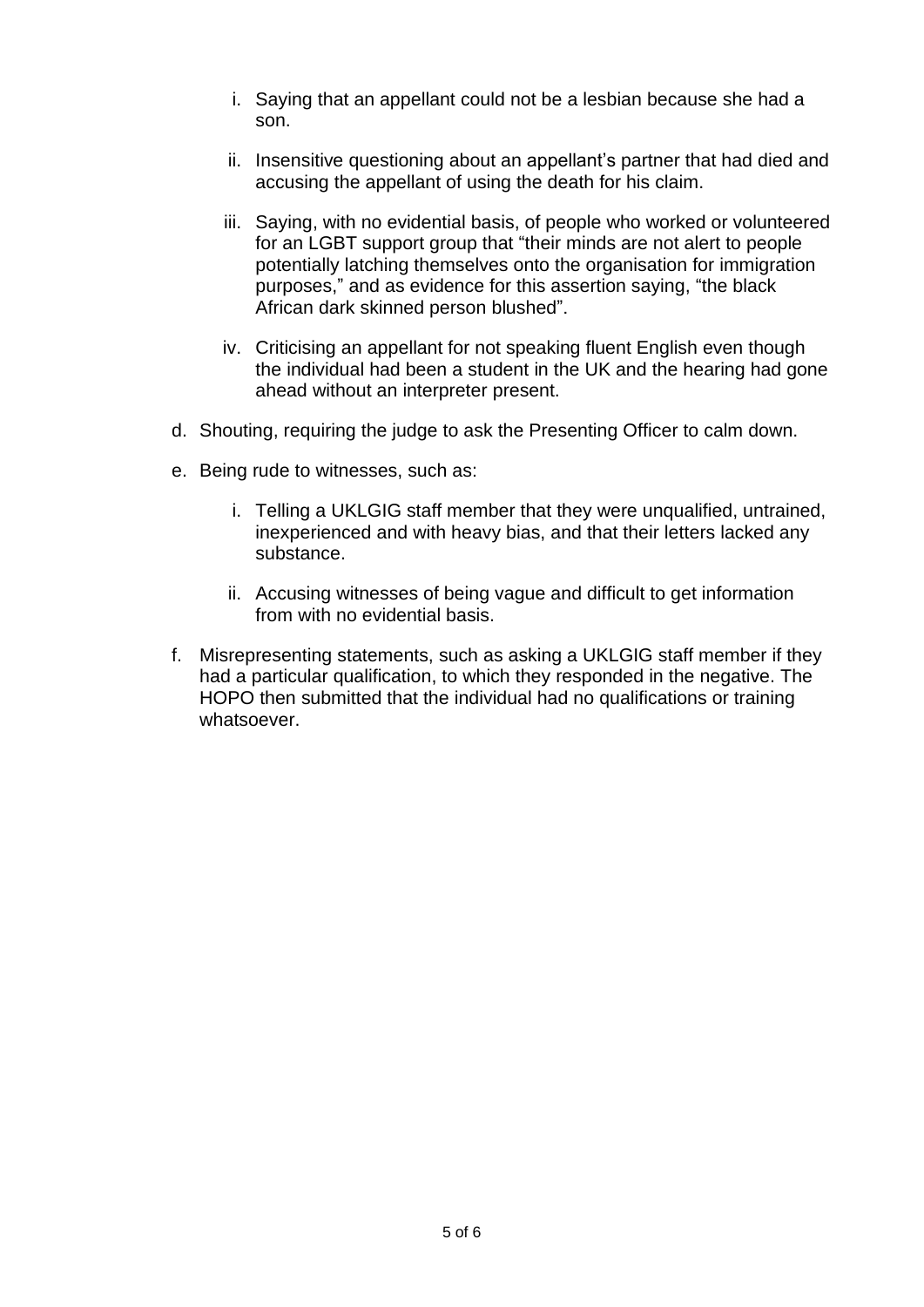i. Saying that an appellant could not be a lesbian because she had a son.

   ii. Insensitive questioning about an appellant's partner that had died and accusing the appellant of using the death for his claim.

   iii. Saying, with no evidential basis, of people who worked or volunteered for an LGBT support group that "their minds are not alert to people potentially latching themselves onto the organisation for immigration purposes," and as evidence for this assertion saying, "the black African dark skinned person blushed".

   iv. Criticising an appellant for not speaking fluent English even though the individual had been a student in the UK and the hearing had gone ahead without an interpreter present.

d. Shouting, requiring the judge to ask the Presenting Officer to calm down.

e. Being rude to witnesses, such as:

   i. Telling a UKLGIG staff member that they were unqualified, untrained, inexperienced and with heavy bias, and that their letters lacked any substance.

   ii. Accusing witnesses of being vague and difficult to get information from with no evidential basis.

f. Misrepresenting statements, such as asking a UKLGIG staff member if they had a particular qualification, to which they responded in the negative. The HOPO then submitted that the individual had no qualifications or training whatsoever.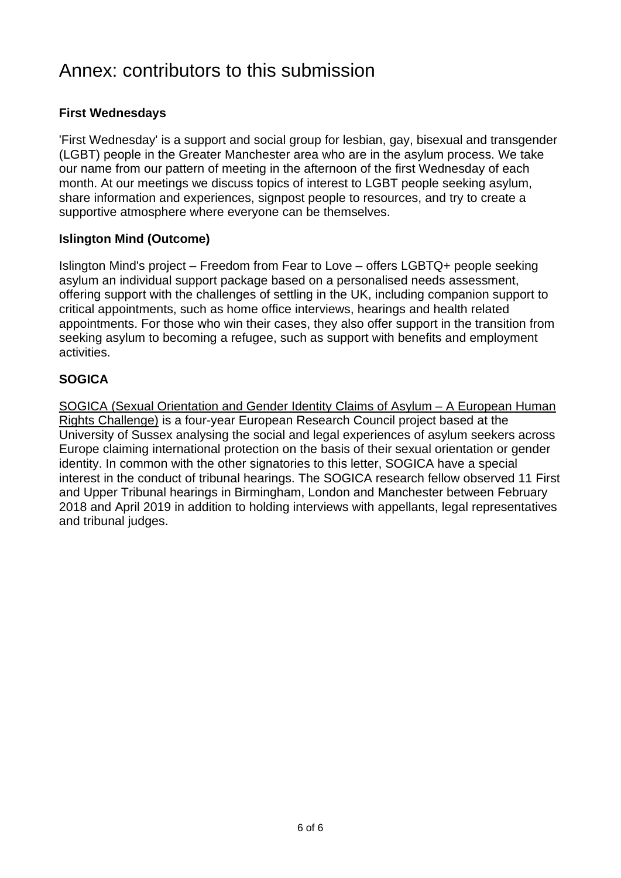# Annex: contributors to this submission

**First Wednesdays**

'First Wednesday' is a support and social group for lesbian, gay, bisexual and transgender (LGBT) people in the Greater Manchester area who are in the asylum process. We take our name from our pattern of meeting in the afternoon of the first Wednesday of each month. At our meetings we discuss topics of interest to LGBT people seeking asylum, share information and experiences, signpost people to resources, and try to create a supportive atmosphere where everyone can be themselves.

**Islington Mind (Outcome)**

Islington Mind's project – Freedom from Fear to Love – offers LGBTQ+ people seeking asylum an individual support package based on a personalised needs assessment, offering support with the challenges of settling in the UK, including companion support to critical appointments, such as home office interviews, hearings and health related appointments. For those who win their cases, they also offer support in the transition from seeking asylum to becoming a refugee, such as support with benefits and employment activities.

**SOGICA**

SOGICA (Sexual Orientation and Gender Identity Claims of Asylum – A European Human Rights Challenge) is a four-year European Research Council project based at the University of Sussex analysing the social and legal experiences of asylum seekers across Europe claiming international protection on the basis of their sexual orientation or gender identity. In common with the other signatories to this letter, SOGICA have a special interest in the conduct of tribunal hearings. The SOGICA research fellow observed 11 First and Upper Tribunal hearings in Birmingham, London and Manchester between February 2018 and April 2019 in addition to holding interviews with appellants, legal representatives and tribunal judges.